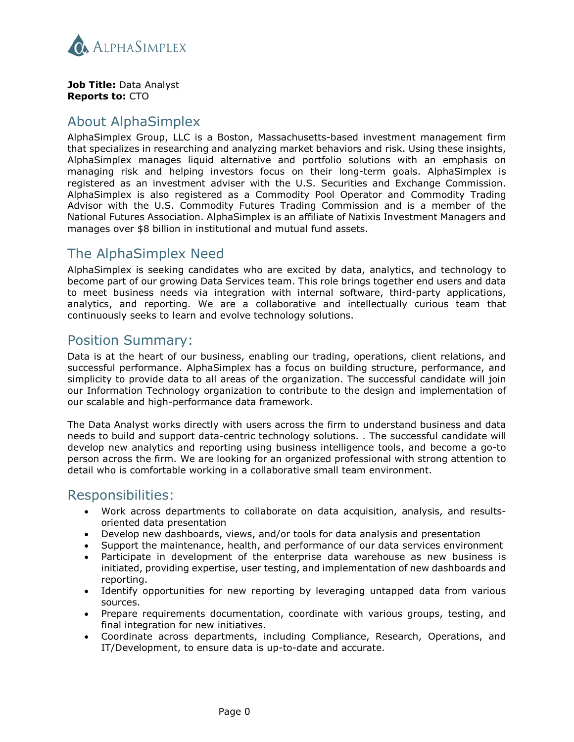**Job Title:** Data Analyst
**Reports to:** CTO

## About AlphaSimplex

AlphaSimplex Group, LLC is a Boston, Massachusetts-based investment management firm that specializes in researching and analyzing market behaviors and risk. Using these insights, AlphaSimplex manages liquid alternative and portfolio solutions with an emphasis on managing risk and helping investors focus on their long-term goals. AlphaSimplex is registered as an investment adviser with the U.S. Securities and Exchange Commission. AlphaSimplex is also registered as a Commodity Pool Operator and Commodity Trading Advisor with the U.S. Commodity Futures Trading Commission and is a member of the National Futures Association. AlphaSimplex is an affiliate of Natixis Investment Managers and manages over $8 billion in institutional and mutual fund assets.

## The AlphaSimplex Need

AlphaSimplex is seeking candidates who are excited by data, analytics, and technology to become part of our growing Data Services team. This role brings together end users and data to meet business needs via integration with internal software, third-party applications, analytics, and reporting. We are a collaborative and intellectually curious team that continuously seeks to learn and evolve technology solutions.

## Position Summary:

Data is at the heart of our business, enabling our trading, operations, client relations, and successful performance. AlphaSimplex has a focus on building structure, performance, and simplicity to provide data to all areas of the organization. The successful candidate will join our Information Technology organization to contribute to the design and implementation of our scalable and high-performance data framework.

The Data Analyst works directly with users across the firm to understand business and data needs to build and support data-centric technology solutions. . The successful candidate will develop new analytics and reporting using business intelligence tools, and become a go-to person across the firm. We are looking for an organized professional with strong attention to detail who is comfortable working in a collaborative small team environment.

## Responsibilities:

- Work across departments to collaborate on data acquisition, analysis, and results-oriented data presentation
- Develop new dashboards, views, and/or tools for data analysis and presentation
- Support the maintenance, health, and performance of our data services environment
- Participate in development of the enterprise data warehouse as new business is initiated, providing expertise, user testing, and implementation of new dashboards and reporting.
- Identify opportunities for new reporting by leveraging untapped data from various sources.
- Prepare requirements documentation, coordinate with various groups, testing, and final integration for new initiatives.
- Coordinate across departments, including Compliance, Research, Operations, and IT/Development, to ensure data is up-to-date and accurate.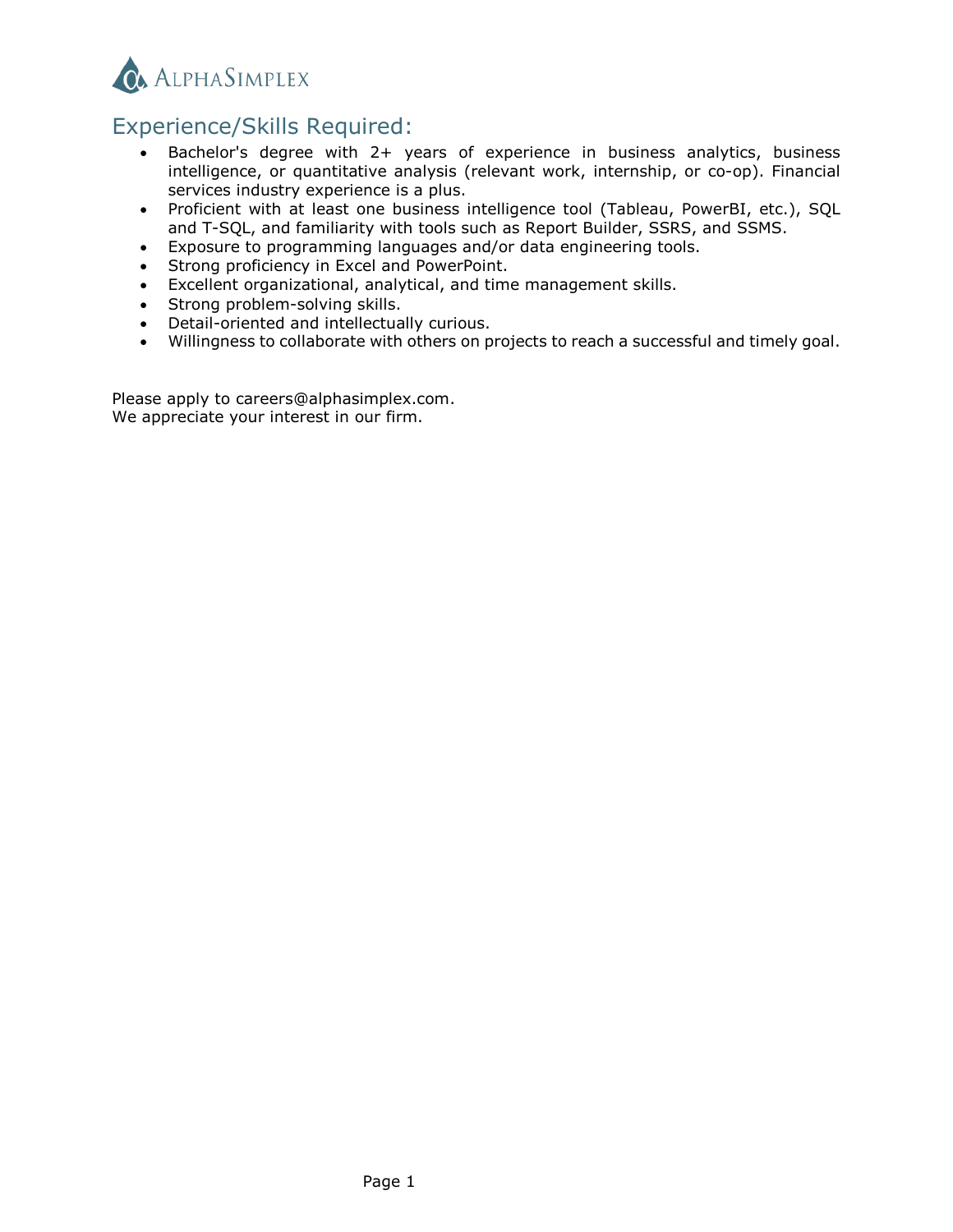## Experience/Skills Required:

- Bachelor's degree with 2+ years of experience in business analytics, business intelligence, or quantitative analysis (relevant work, internship, or co-op). Financial services industry experience is a plus.
- Proficient with at least one business intelligence tool (Tableau, PowerBI, etc.), SQL and T-SQL, and familiarity with tools such as Report Builder, SSRS, and SSMS.
- Exposure to programming languages and/or data engineering tools.
- Strong proficiency in Excel and PowerPoint.
- Excellent organizational, analytical, and time management skills.
- Strong problem-solving skills.
- Detail-oriented and intellectually curious.
- Willingness to collaborate with others on projects to reach a successful and timely goal.

Please apply to careers@alphasimplex.com.
We appreciate your interest in our firm.